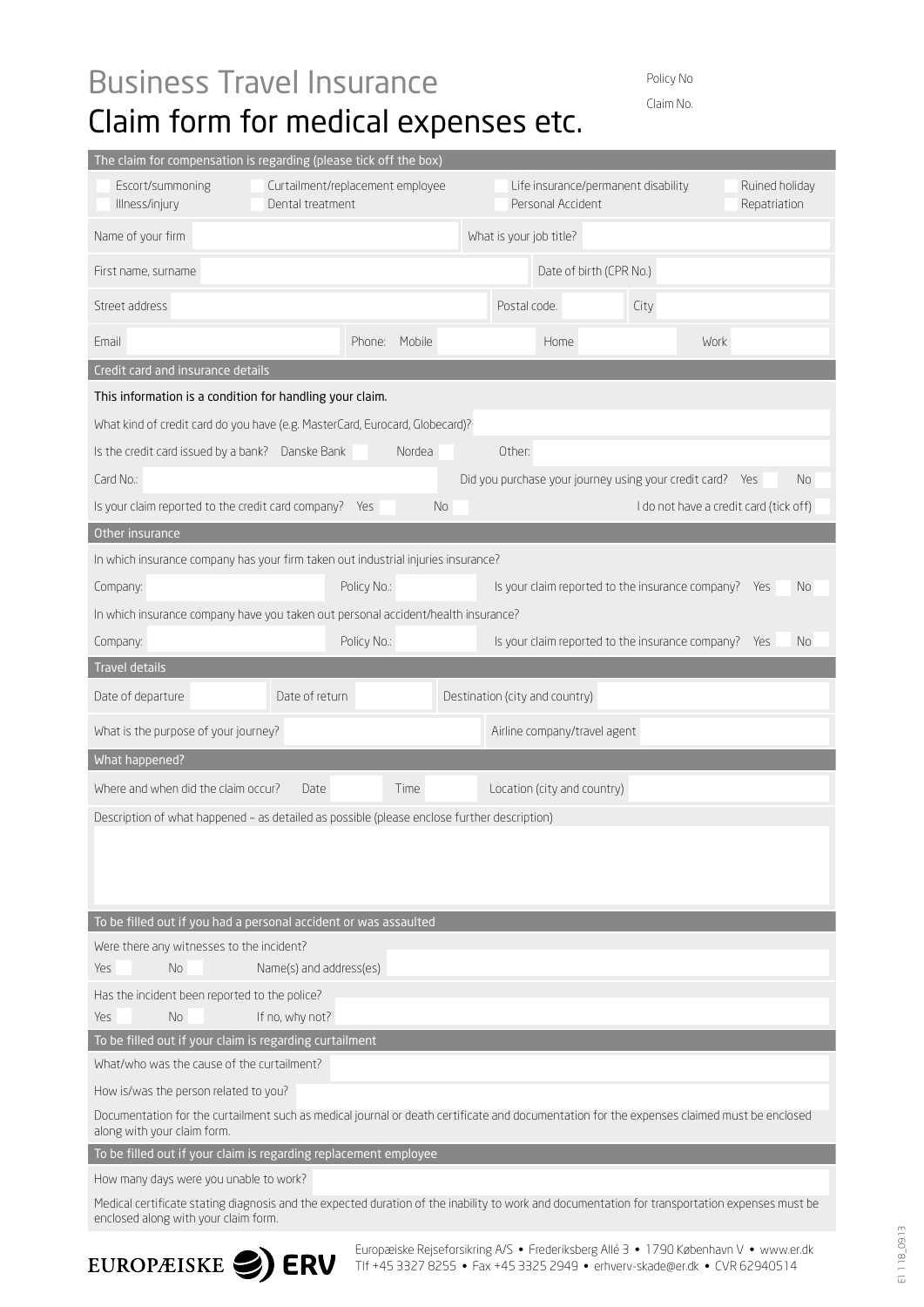# Business Travel Insurance

# Claim form for medical expenses etc.

Policy No

Claim No.

## The claim for compensation is regarding (please tick off the box)

- Escort/summoning
- Illness/injury
- Curtailment/replacement employee
- Dental treatment
- Life insurance/permanent disability
- Personal Accident
- Ruined holiday
- Repatriation

| | | | |
|---|---|---|---|
| Name of your firm | | What is your job title? | |
| First name, surname | | Date of birth (CPR No.) | |
| Street address | | Postal code. | City |
| Email | Phone: Mobile | Home | Work |

## Credit card and insurance details

This information is a condition for handling your claim.

What kind of credit card do you have (e.g. MasterCard, Eurocard, Globecard)?

Is the credit card issued by a bank? Danske Bank ☐ Nordea ☐ Other:

Card No.: Did you purchase your journey using your credit card? Yes ☐ No ☐

Is your claim reported to the credit card company? Yes ☐ No ☐ I do not have a credit card (tick off) ☐

## Other insurance

In which insurance company has your firm taken out industrial injuries insurance?

Company: Policy No.: Is your claim reported to the insurance company? Yes ☐ No ☐

In which insurance company have you taken out personal accident/health insurance?

Company: Policy No.: Is your claim reported to the insurance company? Yes ☐ No ☐

## Travel details

Date of departure Date of return Destination (city and country)

What is the purpose of your journey? Airline company/travel agent

## What happened?

Where and when did the claim occur? Date Time Location (city and country)

Description of what happened – as detailed as possible (please enclose further description)

## To be filled out if you had a personal accident or was assaulted

Were there any witnesses to the incident?

Yes ☐ No ☐ Name(s) and address(es)

Has the incident been reported to the police?

Yes ☐ No ☐ If no, why not?

## To be filled out if your claim is regarding curtailment

What/who was the cause of the curtailment?

How is/was the person related to you?

Documentation for the curtailment such as medical journal or death certificate and documentation for the expenses claimed must be enclosed along with your claim form.

## To be filled out if your claim is regarding replacement employee

How many days were you unable to work?

Medical certificate stating diagnosis and the expected duration of the inability to work and documentation for transportation expenses must be enclosed along with your claim form.

EUROPÆISKE ERV

Europæiske Rejseforsikring A/S • Frederiksberg Allé 3 • 1790 København V • www.er.dk
Tlf +45 3327 8255 • Fax +45 3325 2949 • erhverv-skade@er.dk • CVR 62940514

EI 118_09.13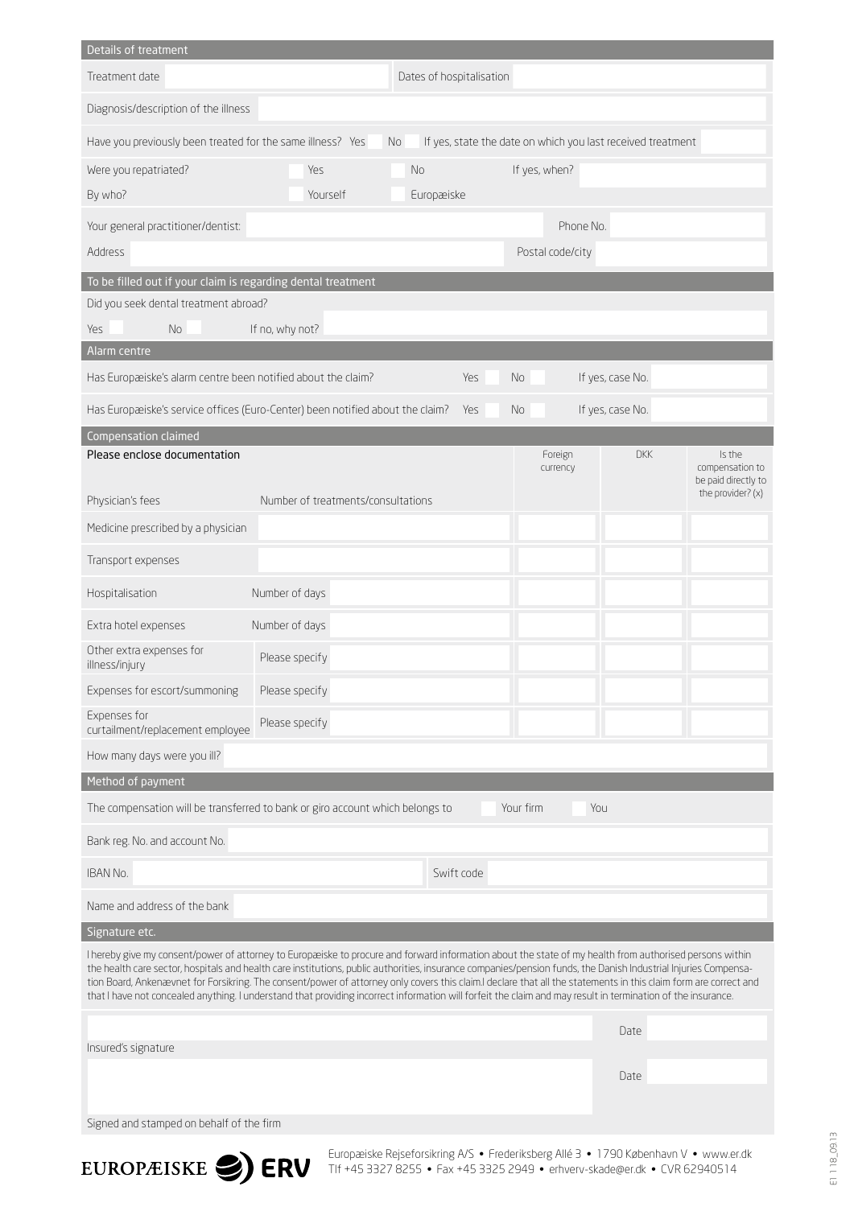## Details of treatment

| | | | |
|---|---|---|---|
| Treatment date | | Dates of hospitalisation | |

Diagnosis/description of the illness

Have you previously been treated for the same illness? Yes ☐ No ☐ If yes, state the date on which you last received treatment

Were you repatriated? ☐ Yes ☐ No If yes, when?

By who? ☐ Yourself ☐ Europæiske

| | | | |
|---|---|---|---|
| Your general practitioner/dentist: | | Phone No. | |
| Address | | Postal code/city | |

## To be filled out if your claim is regarding dental treatment

Did you seek dental treatment abroad?

Yes ☐ No ☐ If no, why not?

## Alarm centre

Has Europæiske's alarm centre been notified about the claim? Yes ☐ No ☐ If yes, case No.

Has Europæiske's service offices (Euro-Center) been notified about the claim? Yes ☐ No ☐ If yes, case No.

## Compensation claimed

| Please enclose documentation | | Foreign currency | DKK | Is the compensation to be paid directly to the provider? (x) |
|---|---|---|---|---|
| Physician's fees | Number of treatments/consultations | | | |
| Medicine prescribed by a physician | | | | |
| Transport expenses | | | | |
| Hospitalisation | Number of days | | | |
| Extra hotel expenses | Number of days | | | |
| Other extra expenses for illness/injury | Please specify | | | |
| Expenses for escort/summoning | Please specify | | | |
| Expenses for curtailment/replacement employee | Please specify | | | |

How many days were you ill?

## Method of payment

The compensation will be transferred to bank or giro account which belongs to ☐ Your firm ☐ You

Bank reg. No. and account No.

| | | | |
|---|---|---|---|
| IBAN No. | | Swift code | |

Name and address of the bank

## Signature etc.

I hereby give my consent/power of attorney to Europæiske to procure and forward information about the state of my health from authorised persons within the health care sector, hospitals and health care institutions, public authorities, insurance companies/pension funds, the Danish Industrial Injuries Compensation Board, Ankenævnet for Forsikring. The consent/power of attorney only covers this claim.I declare that all the statements in this claim form are correct and that I have not concealed anything. I understand that providing incorrect information will forfeit the claim and may result in termination of the insurance.

| | | |
|---|---|---|
| Insured's signature | Date | |
| Signed and stamped on behalf of the firm | Date | |

EUROPÆISKE ERV

Europæiske Rejseforsikring A/S • Frederiksberg Allé 3 • 1790 København V • www.er.dk
Tlf +45 3327 8255 • Fax +45 3325 2949 • erhverv-skade@er.dk • CVR 62940514

EI 1 118_09.13